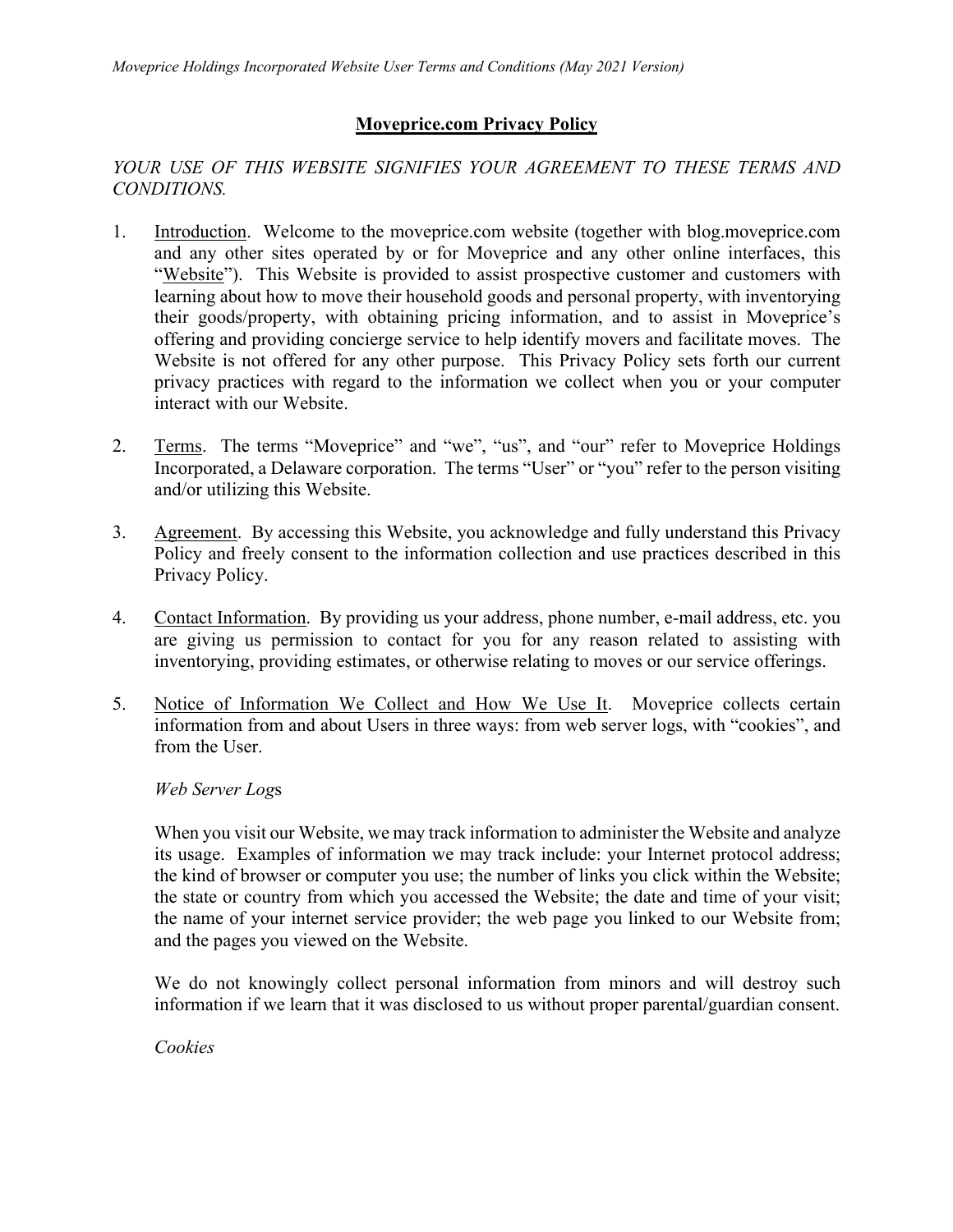**Moveprice.com Privacy Policy**

*YOUR USE OF THIS WEBSITE SIGNIFIES YOUR AGREEMENT TO THESE TERMS AND CONDITIONS.*

1. Introduction. Welcome to the moveprice.com website (together with blog.moveprice.com and any other sites operated by or for Moveprice and any other online interfaces, this "Website"). This Website is provided to assist prospective customer and customers with learning about how to move their household goods and personal property, with inventorying their goods/property, with obtaining pricing information, and to assist in Moveprice's offering and providing concierge service to help identify movers and facilitate moves. The Website is not offered for any other purpose. This Privacy Policy sets forth our current privacy practices with regard to the information we collect when you or your computer interact with our Website.

2. Terms. The terms "Moveprice" and "we", "us", and "our" refer to Moveprice Holdings Incorporated, a Delaware corporation. The terms "User" or "you" refer to the person visiting and/or utilizing this Website.

3. Agreement. By accessing this Website, you acknowledge and fully understand this Privacy Policy and freely consent to the information collection and use practices described in this Privacy Policy.

4. Contact Information. By providing us your address, phone number, e-mail address, etc. you are giving us permission to contact for you for any reason related to assisting with inventorying, providing estimates, or otherwise relating to moves or our service offerings.

5. Notice of Information We Collect and How We Use It. Moveprice collects certain information from and about Users in three ways: from web server logs, with "cookies", and from the User.

   *Web Server Logs*

   When you visit our Website, we may track information to administer the Website and analyze its usage. Examples of information we may track include: your Internet protocol address; the kind of browser or computer you use; the number of links you click within the Website; the state or country from which you accessed the Website; the date and time of your visit; the name of your internet service provider; the web page you linked to our Website from; and the pages you viewed on the Website.

   We do not knowingly collect personal information from minors and will destroy such information if we learn that it was disclosed to us without proper parental/guardian consent.

   *Cookies*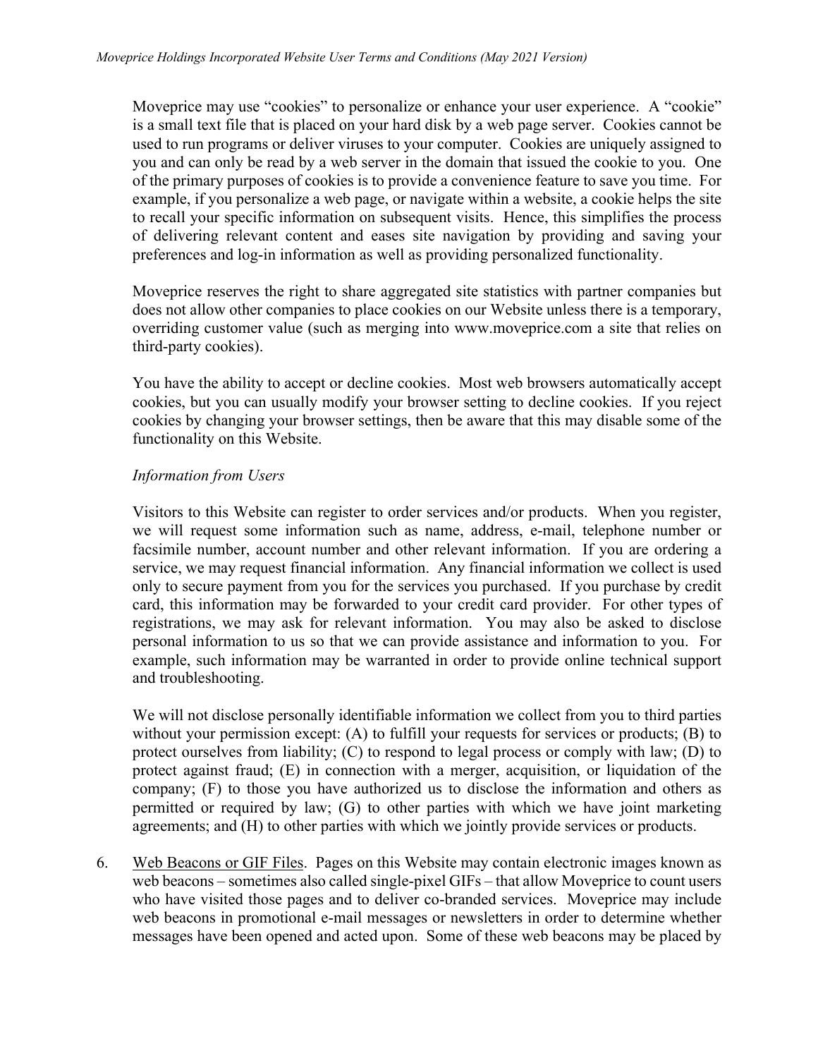Moveprice may use "cookies" to personalize or enhance your user experience. A "cookie" is a small text file that is placed on your hard disk by a web page server. Cookies cannot be used to run programs or deliver viruses to your computer. Cookies are uniquely assigned to you and can only be read by a web server in the domain that issued the cookie to you. One of the primary purposes of cookies is to provide a convenience feature to save you time. For example, if you personalize a web page, or navigate within a website, a cookie helps the site to recall your specific information on subsequent visits. Hence, this simplifies the process of delivering relevant content and eases site navigation by providing and saving your preferences and log-in information as well as providing personalized functionality.

Moveprice reserves the right to share aggregated site statistics with partner companies but does not allow other companies to place cookies on our Website unless there is a temporary, overriding customer value (such as merging into www.moveprice.com a site that relies on third-party cookies).

You have the ability to accept or decline cookies. Most web browsers automatically accept cookies, but you can usually modify your browser setting to decline cookies. If you reject cookies by changing your browser settings, then be aware that this may disable some of the functionality on this Website.

*Information from Users*

Visitors to this Website can register to order services and/or products. When you register, we will request some information such as name, address, e-mail, telephone number or facsimile number, account number and other relevant information. If you are ordering a service, we may request financial information. Any financial information we collect is used only to secure payment from you for the services you purchased. If you purchase by credit card, this information may be forwarded to your credit card provider. For other types of registrations, we may ask for relevant information. You may also be asked to disclose personal information to us so that we can provide assistance and information to you. For example, such information may be warranted in order to provide online technical support and troubleshooting.

We will not disclose personally identifiable information we collect from you to third parties without your permission except: (A) to fulfill your requests for services or products; (B) to protect ourselves from liability; (C) to respond to legal process or comply with law; (D) to protect against fraud; (E) in connection with a merger, acquisition, or liquidation of the company; (F) to those you have authorized us to disclose the information and others as permitted or required by law; (G) to other parties with which we have joint marketing agreements; and (H) to other parties with which we jointly provide services or products.

6. Web Beacons or GIF Files. Pages on this Website may contain electronic images known as web beacons – sometimes also called single-pixel GIFs – that allow Moveprice to count users who have visited those pages and to deliver co-branded services. Moveprice may include web beacons in promotional e-mail messages or newsletters in order to determine whether messages have been opened and acted upon. Some of these web beacons may be placed by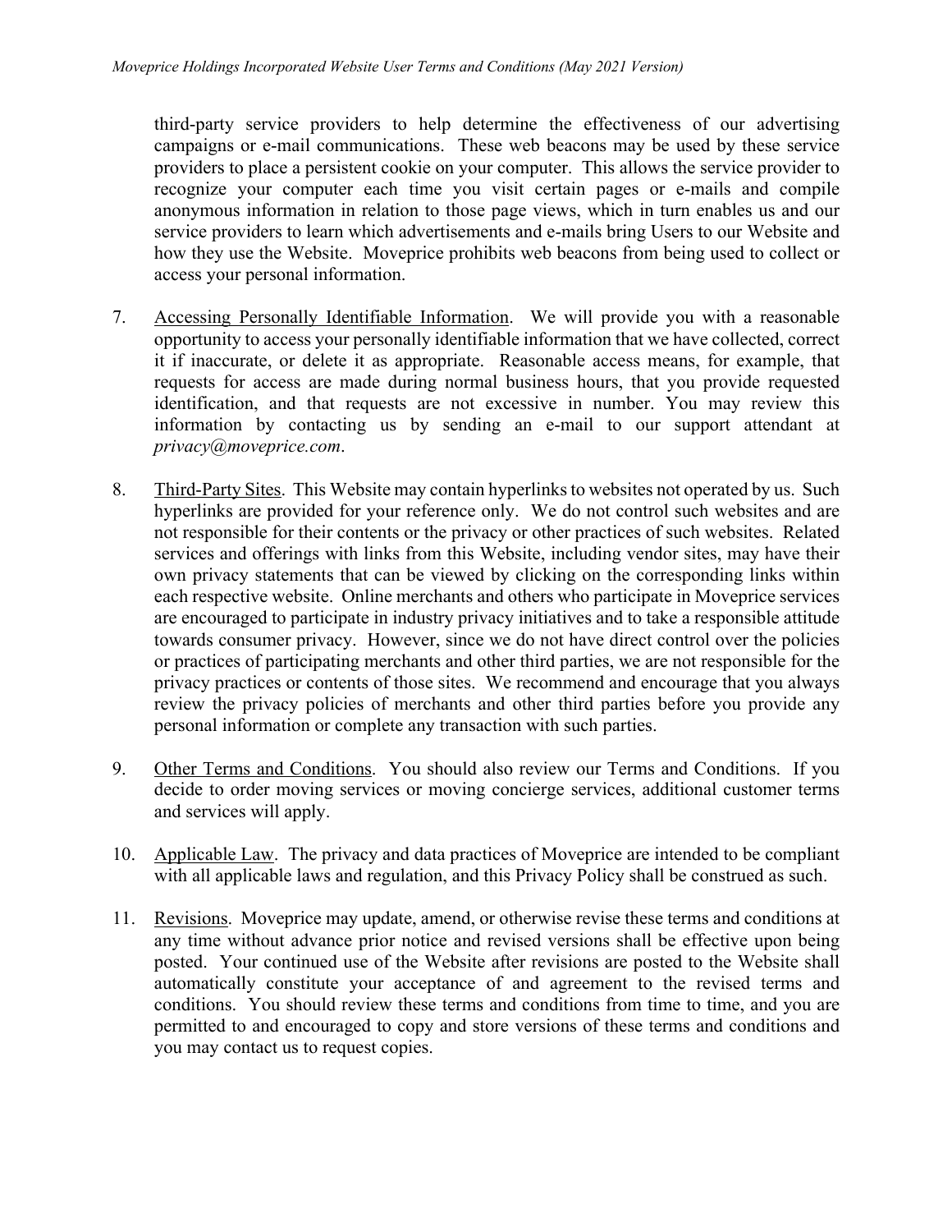third-party service providers to help determine the effectiveness of our advertising campaigns or e-mail communications. These web beacons may be used by these service providers to place a persistent cookie on your computer. This allows the service provider to recognize your computer each time you visit certain pages or e-mails and compile anonymous information in relation to those page views, which in turn enables us and our service providers to learn which advertisements and e-mails bring Users to our Website and how they use the Website. Moveprice prohibits web beacons from being used to collect or access your personal information.

7. <u>Accessing Personally Identifiable Information</u>. We will provide you with a reasonable opportunity to access your personally identifiable information that we have collected, correct it if inaccurate, or delete it as appropriate. Reasonable access means, for example, that requests for access are made during normal business hours, that you provide requested identification, and that requests are not excessive in number. You may review this information by contacting us by sending an e-mail to our support attendant at *privacy@moveprice.com*.

8. <u>Third-Party Sites</u>. This Website may contain hyperlinks to websites not operated by us. Such hyperlinks are provided for your reference only. We do not control such websites and are not responsible for their contents or the privacy or other practices of such websites. Related services and offerings with links from this Website, including vendor sites, may have their own privacy statements that can be viewed by clicking on the corresponding links within each respective website. Online merchants and others who participate in Moveprice services are encouraged to participate in industry privacy initiatives and to take a responsible attitude towards consumer privacy. However, since we do not have direct control over the policies or practices of participating merchants and other third parties, we are not responsible for the privacy practices or contents of those sites. We recommend and encourage that you always review the privacy policies of merchants and other third parties before you provide any personal information or complete any transaction with such parties.

9. <u>Other Terms and Conditions</u>. You should also review our Terms and Conditions. If you decide to order moving services or moving concierge services, additional customer terms and services will apply.

10. <u>Applicable Law</u>. The privacy and data practices of Moveprice are intended to be compliant with all applicable laws and regulation, and this Privacy Policy shall be construed as such.

11. <u>Revisions</u>. Moveprice may update, amend, or otherwise revise these terms and conditions at any time without advance prior notice and revised versions shall be effective upon being posted. Your continued use of the Website after revisions are posted to the Website shall automatically constitute your acceptance of and agreement to the revised terms and conditions. You should review these terms and conditions from time to time, and you are permitted to and encouraged to copy and store versions of these terms and conditions and you may contact us to request copies.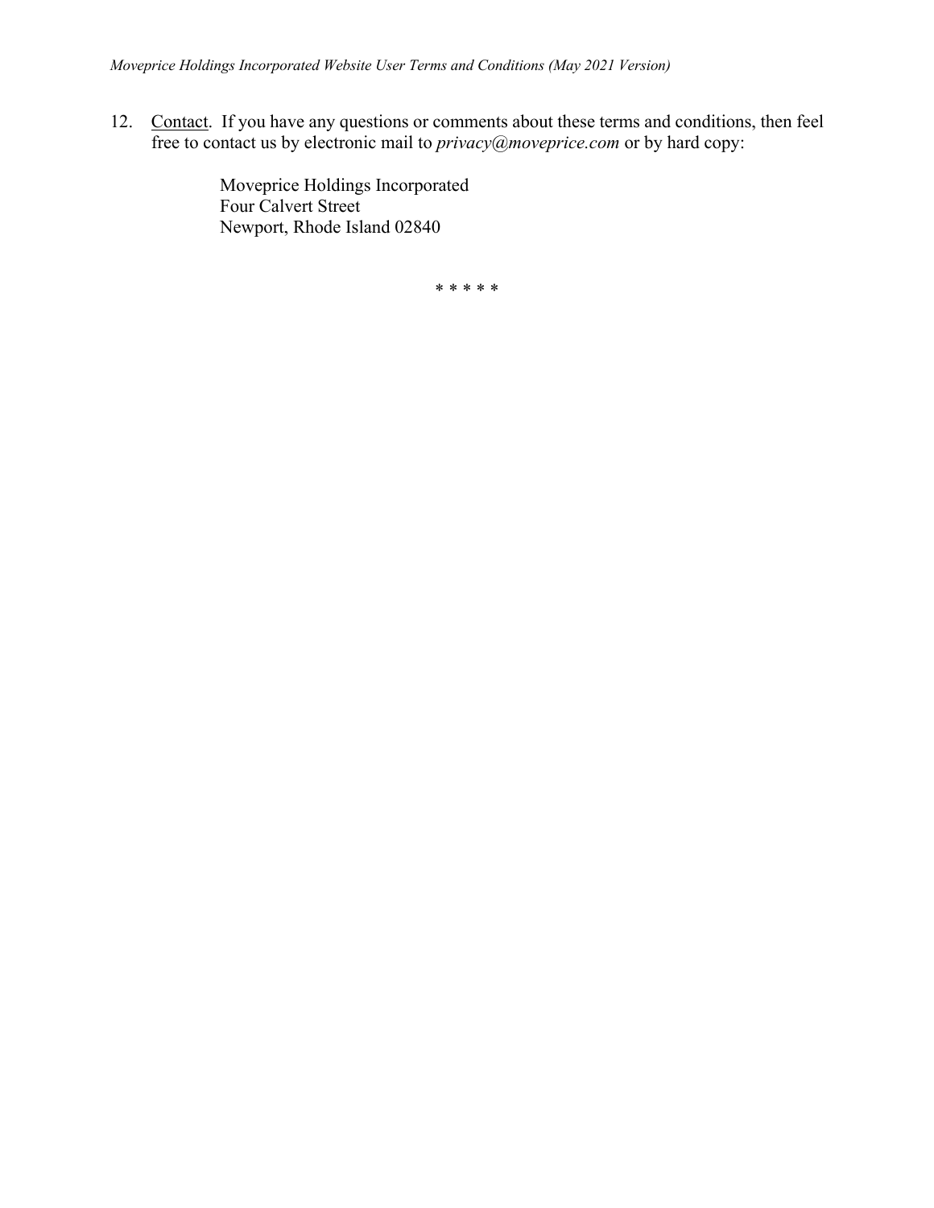12. Contact. If you have any questions or comments about these terms and conditions, then feel free to contact us by electronic mail to *privacy@moveprice.com* or by hard copy:

    Moveprice Holdings Incorporated
    Four Calvert Street
    Newport, Rhode Island 02840

\* \* \* \* \*